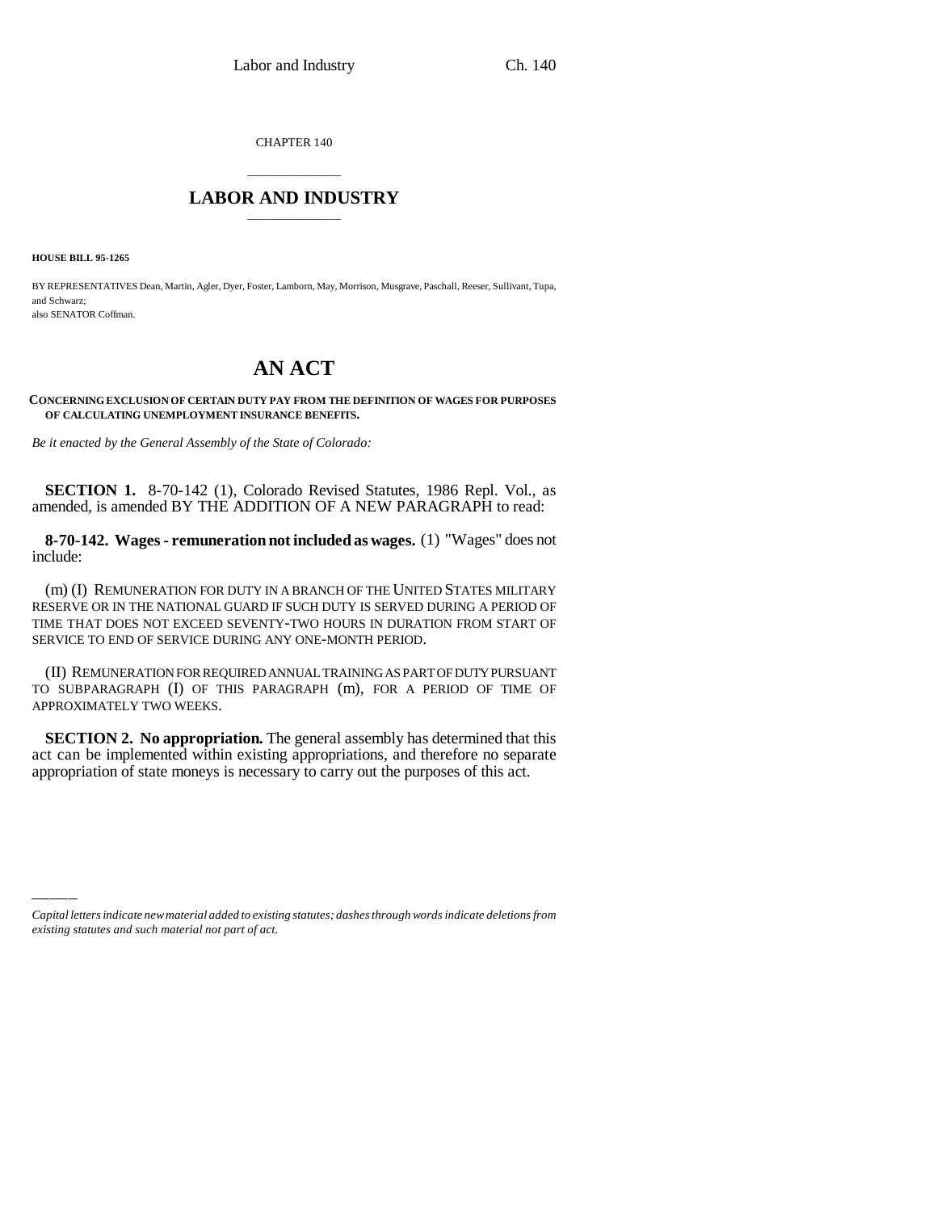CHAPTER 140

# LABOR AND INDUSTRY

**HOUSE BILL 95-1265**

BY REPRESENTATIVES Dean, Martin, Agler, Dyer, Foster, Lamborn, May, Morrison, Musgrave, Paschall, Reeser, Sullivant, Tupa, and Schwarz;
also SENATOR Coffman.

# AN ACT

**CONCERNING EXCLUSION OF CERTAIN DUTY PAY FROM THE DEFINITION OF WAGES FOR PURPOSES OF CALCULATING UNEMPLOYMENT INSURANCE BENEFITS.**

*Be it enacted by the General Assembly of the State of Colorado:*

**SECTION 1.** 8-70-142 (1), Colorado Revised Statutes, 1986 Repl. Vol., as amended, is amended BY THE ADDITION OF A NEW PARAGRAPH to read:

**8-70-142. Wages - remuneration not included as wages.** (1) "Wages" does not include:

(m) (I) REMUNERATION FOR DUTY IN A BRANCH OF THE UNITED STATES MILITARY RESERVE OR IN THE NATIONAL GUARD IF SUCH DUTY IS SERVED DURING A PERIOD OF TIME THAT DOES NOT EXCEED SEVENTY-TWO HOURS IN DURATION FROM START OF SERVICE TO END OF SERVICE DURING ANY ONE-MONTH PERIOD.

(II) REMUNERATION FOR REQUIRED ANNUAL TRAINING AS PART OF DUTY PURSUANT TO SUBPARAGRAPH (I) OF THIS PARAGRAPH (m), FOR A PERIOD OF TIME OF APPROXIMATELY TWO WEEKS.

**SECTION 2. No appropriation.** The general assembly has determined that this act can be implemented within existing appropriations, and therefore no separate appropriation of state moneys is necessary to carry out the purposes of this act.

*Capital letters indicate new material added to existing statutes; dashes through words indicate deletions from existing statutes and such material not part of act.*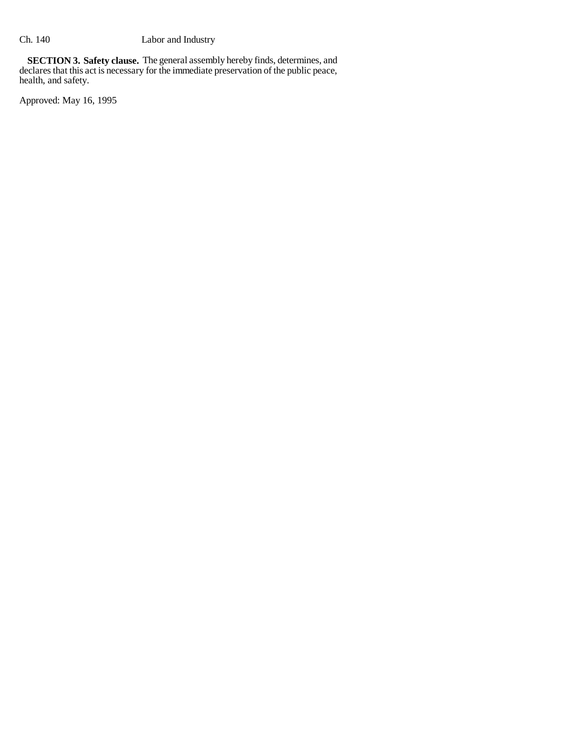**SECTION 3. Safety clause.** The general assembly hereby finds, determines, and declares that this act is necessary for the immediate preservation of the public peace, health, and safety.

Approved: May 16, 1995